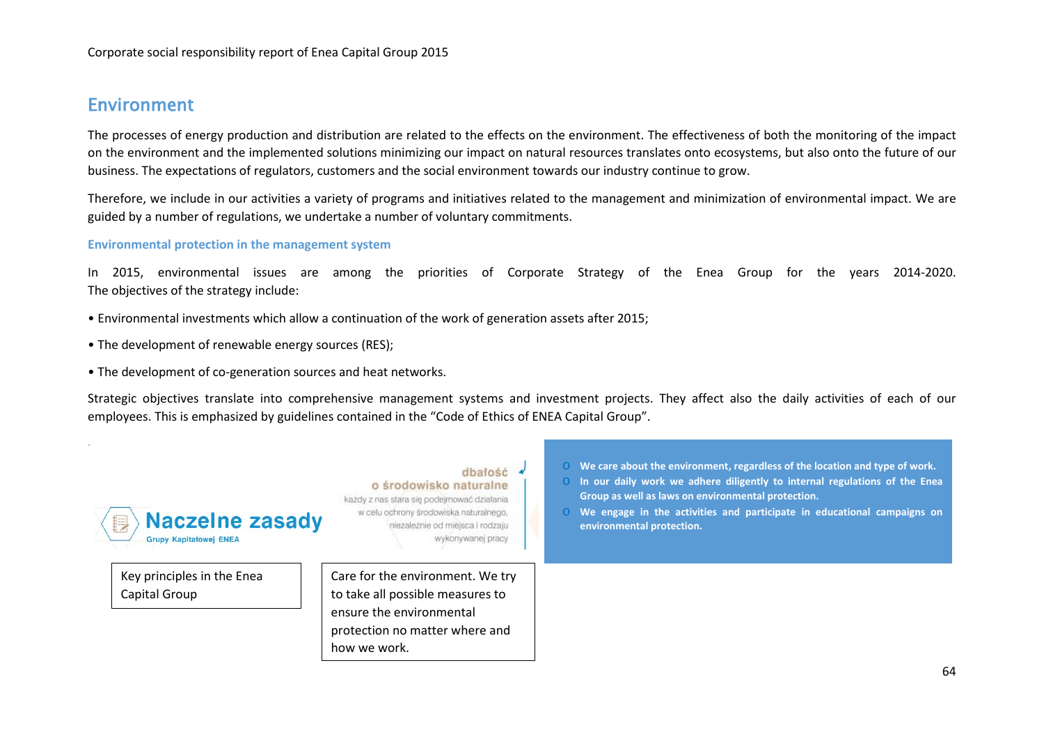## Environment

The processes of energy production and distribution are related to the effects on the environment. The effectiveness of both the monitoring of the impact on the environment and the implemented solutions minimizing our impact on natural resources translates onto ecosystems, but also onto the future of our business. The expectations of regulators, customers and the social environment towards our industry continue to grow.

Therefore, we include in our activities a variety of programs and initiatives related to the management and minimization of environmental impact. We are guided by a number of regulations, we undertake a number of voluntary commitments.

### Environmental protection in the management system

In 2015, environmental issues are among the priorities of Corporate Strategy of the Enea Group for the years 2014-2020. The objectives of the strategy include:

- Environmental investments which allow a continuation of the work of generation assets after 2015;
- The development of renewable energy sources (RES);
- The development of co-generation sources and heat networks.

Strategic objectives translate into comprehensive management systems and investment projects. They affect also the daily activities of each of our employees. This is emphasized by guidelines contained in the "Code of Ethics of ENEA Capital Group".

Naczelne zasady
Grupy Kapitałowej ENEA

dbałość
o środowisko naturalne
każdy z nas stara się podejmować działania w celu ochrony środowiska naturalnego, niezależnie od miejsca i rodzaju wykonywanej pracy

- **We care about the environment, regardless of the location and type of work.**
- **In our daily work we adhere diligently to internal regulations of the Enea Group as well as laws on environmental protection.**
- **We engage in the activities and participate in educational campaigns on environmental protection.**

Key principles in the Enea Capital Group

Care for the environment. We try to take all possible measures to ensure the environmental protection no matter where and how we work.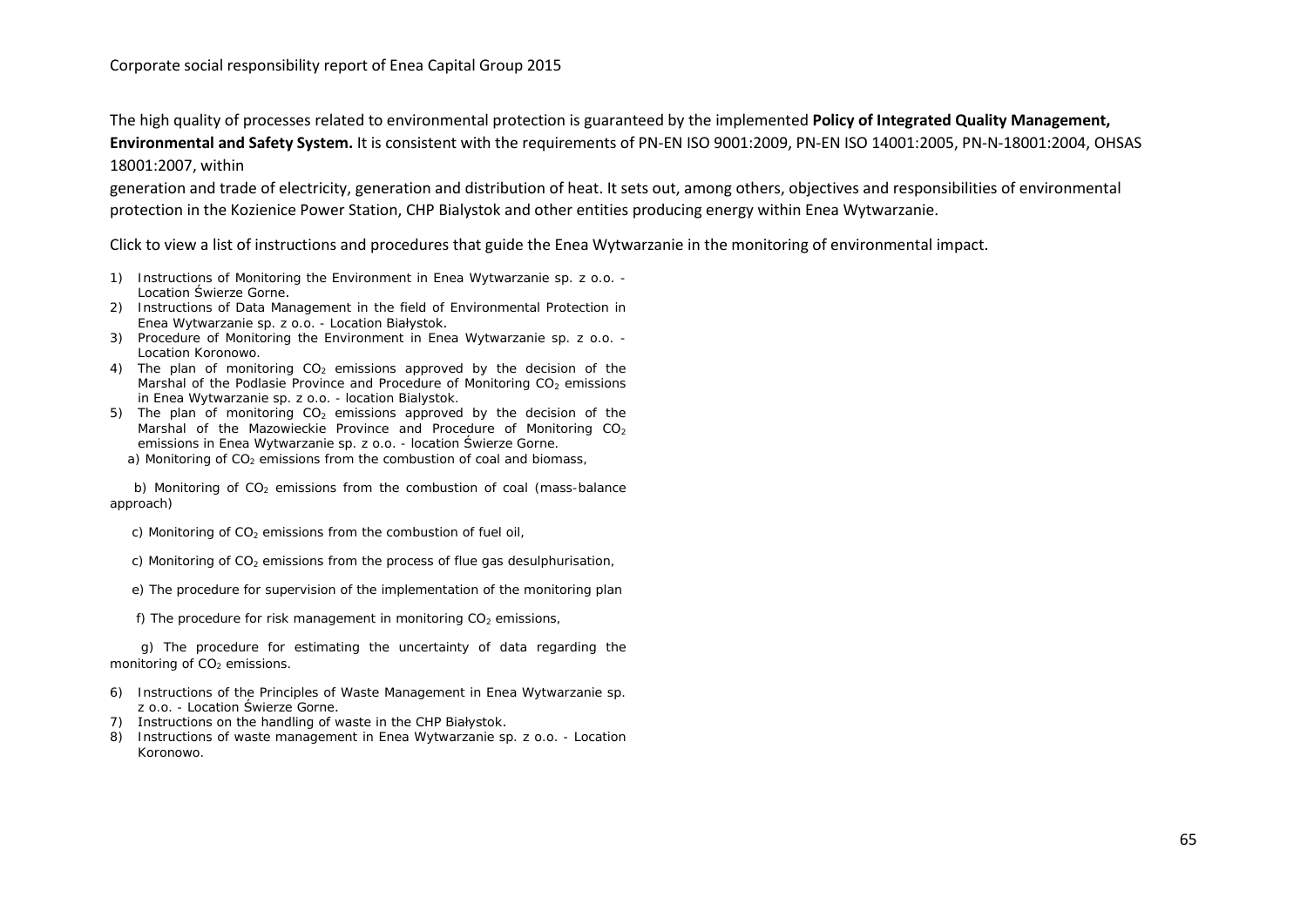The high quality of processes related to environmental protection is guaranteed by the implemented **Policy of Integrated Quality Management, Environmental and Safety System.** It is consistent with the requirements of PN-EN ISO 9001:2009, PN-EN ISO 14001:2005, PN-N-18001:2004, OHSAS 18001:2007, within generation and trade of electricity, generation and distribution of heat. It sets out, among others, objectives and responsibilities of environmental protection in the Kozienice Power Station, CHP Bialystok and other entities producing energy within Enea Wytwarzanie.

Click to view a list of instructions and procedures that guide the Enea Wytwarzanie in the monitoring of environmental impact.

1) Instructions of Monitoring the Environment in Enea Wytwarzanie sp. z o.o. - Location Świerze Gorne.
2) Instructions of Data Management in the field of Environmental Protection in Enea Wytwarzanie sp. z o.o. - Location Białystok.
3) Procedure of Monitoring the Environment in Enea Wytwarzanie sp. z o.o. - Location Koronowo.
4) The plan of monitoring $CO_2$ emissions approved by the decision of the Marshal of the Podlasie Province and Procedure of Monitoring $CO_2$ emissions in Enea Wytwarzanie sp. z o.o. - location Bialystok.
5) The plan of monitoring $CO_2$ emissions approved by the decision of the Marshal of the Mazowieckie Province and Procedure of Monitoring $CO_2$ emissions in Enea Wytwarzanie sp. z o.o. - location Świerze Gorne.
   a) Monitoring of $CO_2$ emissions from the combustion of coal and biomass,
   b) Monitoring of $CO_2$ emissions from the combustion of coal (mass-balance approach)
   c) Monitoring of $CO_2$ emissions from the combustion of fuel oil,
   c) Monitoring of $CO_2$ emissions from the process of flue gas desulphurisation,
   e) The procedure for supervision of the implementation of the monitoring plan
   f) The procedure for risk management in monitoring $CO_2$ emissions,
   g) The procedure for estimating the uncertainty of data regarding the monitoring of $CO_2$ emissions.
6) Instructions of the Principles of Waste Management in Enea Wytwarzanie sp. z o.o. - Location Świerze Gorne.
7) Instructions on the handling of waste in the CHP Białystok.
8) Instructions of waste management in Enea Wytwarzanie sp. z o.o. - Location Koronowo.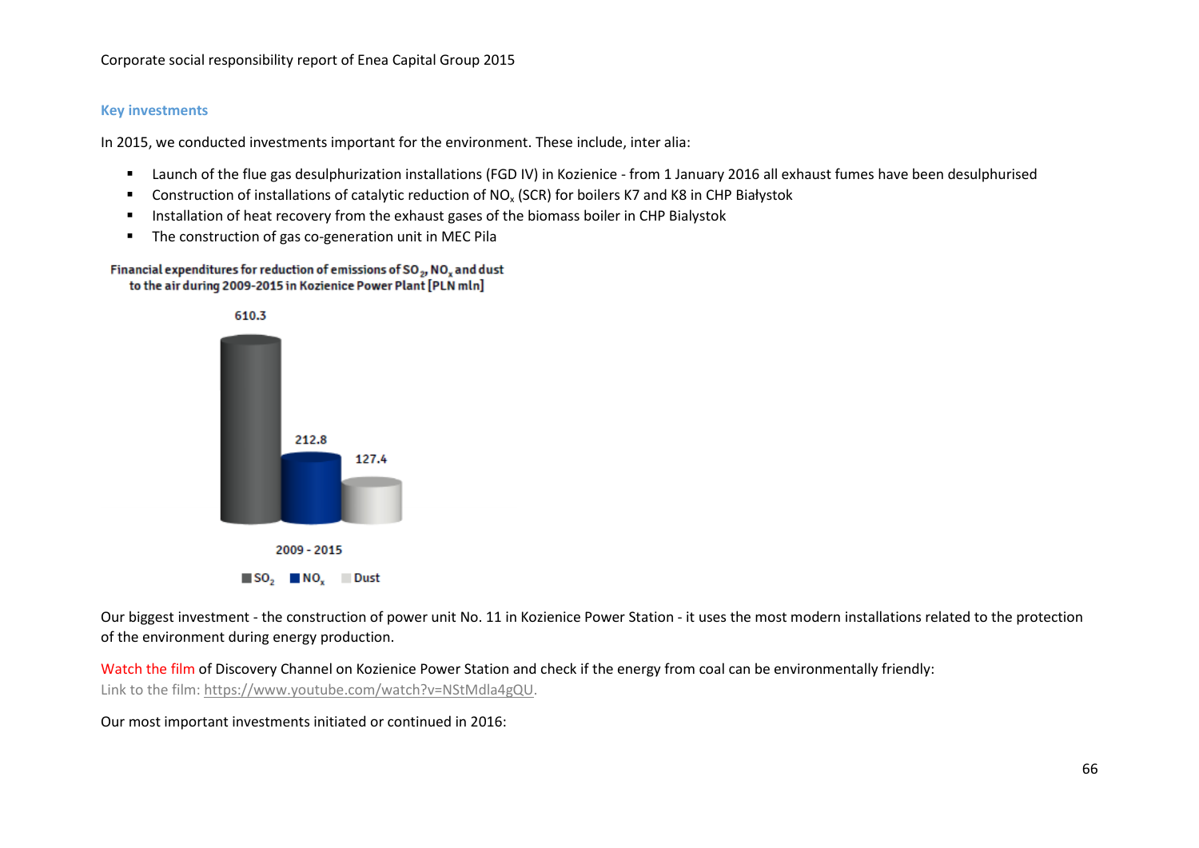## Key investments

In 2015, we conducted investments important for the environment. These include, inter alia:

- Launch of the flue gas desulphurization installations (FGD IV) in Kozienice - from 1 January 2016 all exhaust fumes have been desulphurised
- Construction of installations of catalytic reduction of $NO_x$ (SCR) for boilers K7 and K8 in CHP Białystok
- Installation of heat recovery from the exhaust gases of the biomass boiler in CHP Bialystok
- The construction of gas co-generation unit in MEC Pila

**Financial expenditures for reduction of emissions of $SO_2$, $NO_x$ and dust to the air during 2009-2015 in Kozienice Power Plant [PLN mln]**

| 2009 - 2015 | |
|---|---|
| $SO_2$ | 610.3 |
| $NO_x$ | 212.8 |
| Dust | 127.4 |

Our biggest investment - the construction of power unit No. 11 in Kozienice Power Station - it uses the most modern installations related to the protection of the environment during energy production.

Watch the film of Discovery Channel on Kozienice Power Station and check if the energy from coal can be environmentally friendly:
Link to the film: https://www.youtube.com/watch?v=NStMdla4gQU.

Our most important investments initiated or continued in 2016: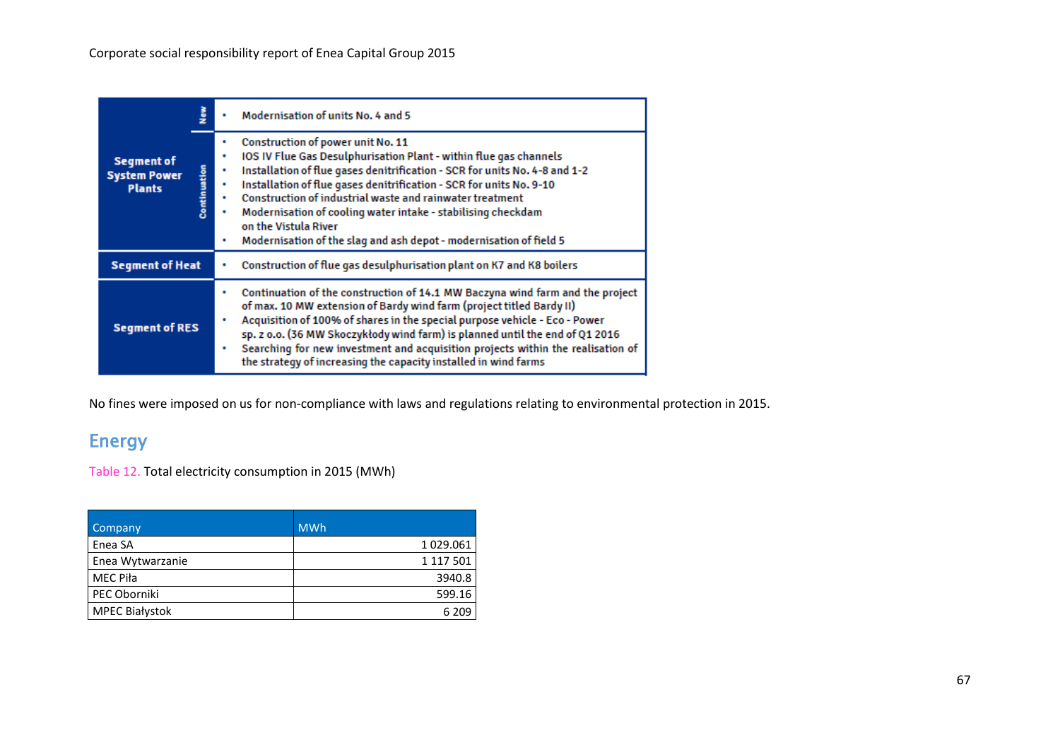| Segment | | Projects |
| --- | --- | --- |
| Segment of System Power Plants | New | • Modernisation of units No. 4 and 5 |
| | Continuation | • Construction of power unit No. 11<br>• IOS IV Flue Gas Desulphurisation Plant - within flue gas channels<br>• Installation of flue gases denitrification - SCR for units No. 4-8 and 1-2<br>• Installation of flue gases denitrification - SCR for units No. 9-10<br>• Construction of industrial waste and rainwater treatment<br>• Modernisation of cooling water intake - stabilising checkdam on the Vistula River<br>• Modernisation of the slag and ash depot - modernisation of field 5 |
| Segment of Heat | | • Construction of flue gas desulphurisation plant on K7 and K8 boilers |
| Segment of RES | | • Continuation of the construction of 14.1 MW Baczyna wind farm and the project of max. 10 MW extension of Bardy wind farm (project titled Bardy II)<br>• Acquisition of 100% of shares in the special purpose vehicle - Eco - Power sp. z o.o. (36 MW Skoczykłody wind farm) is planned until the end of Q1 2016<br>• Searching for new investment and acquisition projects within the realisation of the strategy of increasing the capacity installed in wind farms |

No fines were imposed on us for non-compliance with laws and regulations relating to environmental protection in 2015.

## Energy

Table 12. Total electricity consumption in 2015 (MWh)

| Company | MWh |
| --- | ---: |
| Enea SA | 1 029.061 |
| Enea Wytwarzanie | 1 117 501 |
| MEC Piła | 3940.8 |
| PEC Oborniki | 599.16 |
| MPEC Białystok | 6 209 |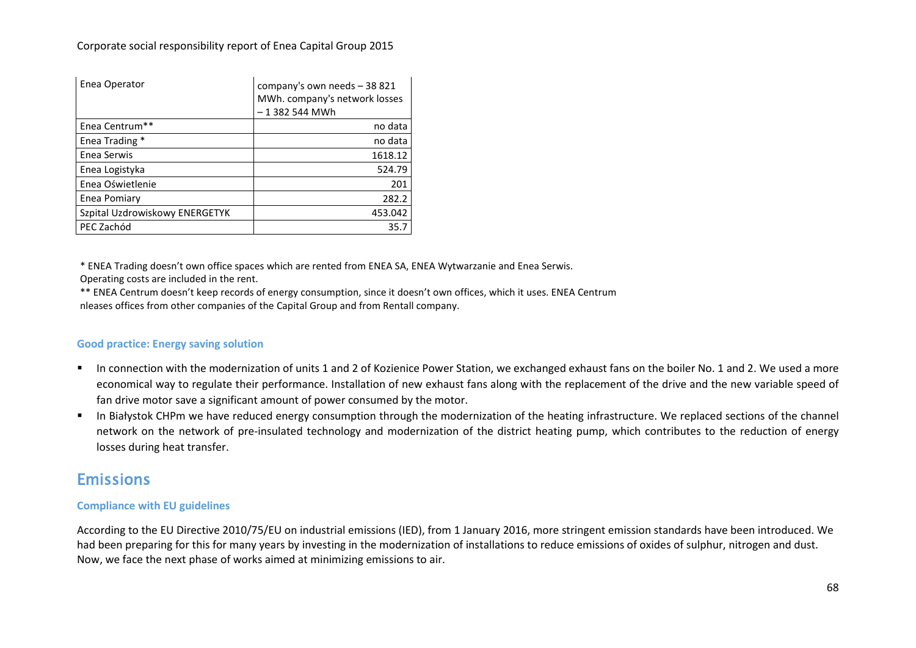| Enea Operator | company's own needs – 38 821 MWh. company's network losses – 1 382 544 MWh |
|---|---|
| Enea Centrum** | no data |
| Enea Trading * | no data |
| Enea Serwis | 1618.12 |
| Enea Logistyka | 524.79 |
| Enea Oświetlenie | 201 |
| Enea Pomiary | 282.2 |
| Szpital Uzdrowiskowy ENERGETYK | 453.042 |
| PEC Zachód | 35.7 |

* ENEA Trading doesn't own office spaces which are rented from ENEA SA, ENEA Wytwarzanie and Enea Serwis. Operating costs are included in the rent.

** ENEA Centrum doesn't keep records of energy consumption, since it doesn't own offices, which it uses. ENEA Centrum nleases offices from other companies of the Capital Group and from Rentall company.

### Good practice: Energy saving solution

- In connection with the modernization of units 1 and 2 of Kozienice Power Station, we exchanged exhaust fans on the boiler No. 1 and 2. We used a more economical way to regulate their performance. Installation of new exhaust fans along with the replacement of the drive and the new variable speed of fan drive motor save a significant amount of power consumed by the motor.
- In Białystok CHPm we have reduced energy consumption through the modernization of the heating infrastructure. We replaced sections of the channel network on the network of pre-insulated technology and modernization of the district heating pump, which contributes to the reduction of energy losses during heat transfer.

## Emissions

### Compliance with EU guidelines

According to the EU Directive 2010/75/EU on industrial emissions (IED), from 1 January 2016, more stringent emission standards have been introduced. We had been preparing for this for many years by investing in the modernization of installations to reduce emissions of oxides of sulphur, nitrogen and dust. Now, we face the next phase of works aimed at minimizing emissions to air.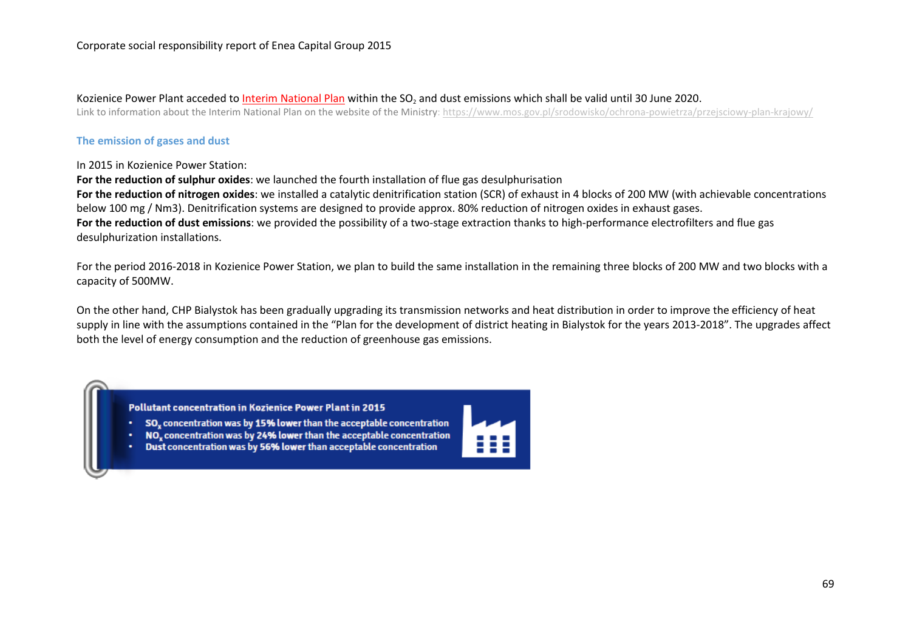Kozienice Power Plant acceded to Interim National Plan within the $SO_2$ and dust emissions which shall be valid until 30 June 2020.

Link to information about the Interim National Plan on the website of the Ministry: https://www.mos.gov.pl/srodowisko/ochrona-powietrza/przejsciowy-plan-krajowy/

### The emission of gases and dust

In 2015 in Kozienice Power Station:

**For the reduction of sulphur oxides**: we launched the fourth installation of flue gas desulphurisation

**For the reduction of nitrogen oxides**: we installed a catalytic denitrification station (SCR) of exhaust in 4 blocks of 200 MW (with achievable concentrations below 100 mg / Nm3). Denitrification systems are designed to provide approx. 80% reduction of nitrogen oxides in exhaust gases.

**For the reduction of dust emissions**: we provided the possibility of a two-stage extraction thanks to high-performance electrofilters and flue gas desulphurization installations.

For the period 2016-2018 in Kozienice Power Station, we plan to build the same installation in the remaining three blocks of 200 MW and two blocks with a capacity of 500MW.

On the other hand, CHP Bialystok has been gradually upgrading its transmission networks and heat distribution in order to improve the efficiency of heat supply in line with the assumptions contained in the "Plan for the development of district heating in Bialystok for the years 2013-2018". The upgrades affect both the level of energy consumption and the reduction of greenhouse gas emissions.

**Pollutant concentration in Kozienice Power Plant in 2015**

- $SO_x$ concentration was by **15%** lower than the acceptable concentration
- $NO_x$ concentration was by **24%** lower than the acceptable concentration
- Dust concentration was by **56%** lower than acceptable concentration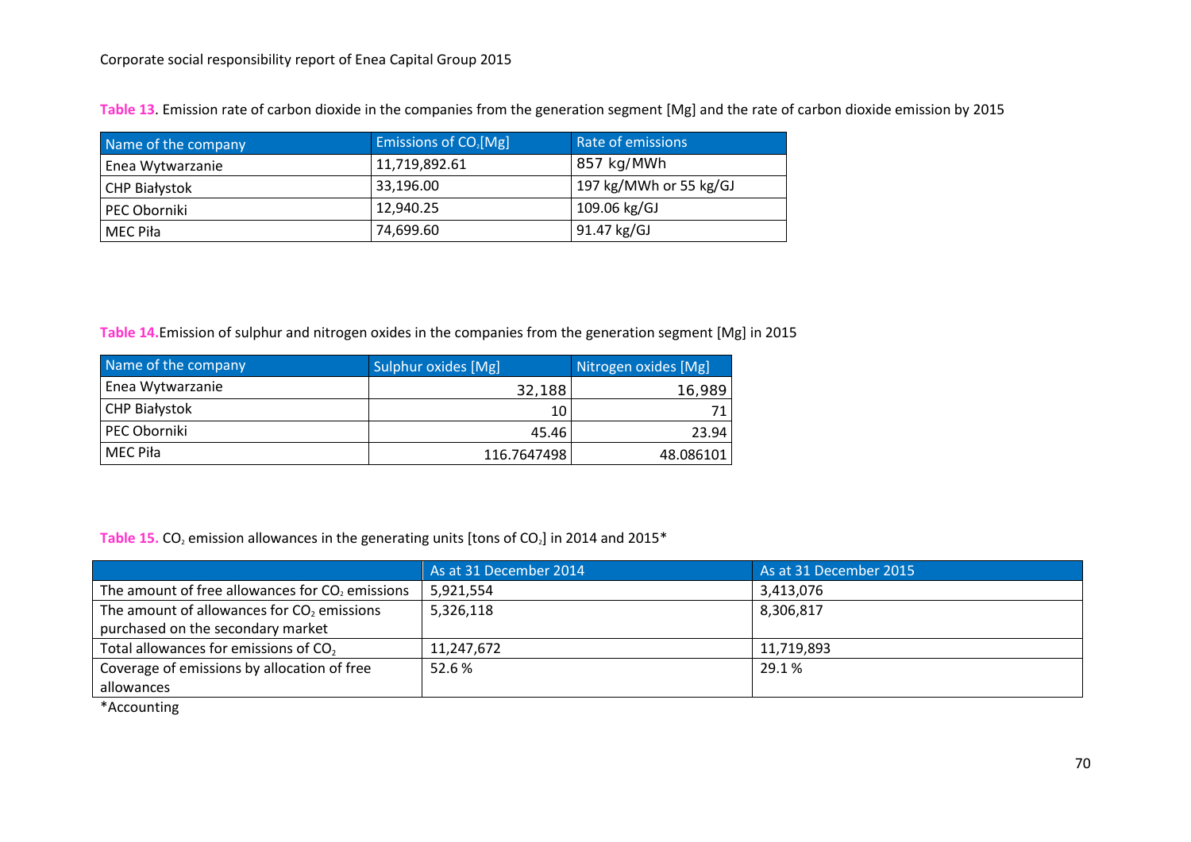**Table 13.** Emission rate of carbon dioxide in the companies from the generation segment [Mg] and the rate of carbon dioxide emission by 2015

| Name of the company | Emissions of $CO_2$[Mg] | Rate of emissions |
| --- | --- | --- |
| Enea Wytwarzanie | 11,719,892.61 | 857 kg/MWh |
| CHP Białystok | 33,196.00 | 197 kg/MWh or 55 kg/GJ |
| PEC Oborniki | 12,940.25 | 109.06 kg/GJ |
| MEC Piła | 74,699.60 | 91.47 kg/GJ |

**Table 14.** Emission of sulphur and nitrogen oxides in the companies from the generation segment [Mg] in 2015

| Name of the company | Sulphur oxides [Mg] | Nitrogen oxides [Mg] |
| --- | --- | --- |
| Enea Wytwarzanie | 32,188 | 16,989 |
| CHP Białystok | 10 | 71 |
| PEC Oborniki | 45.46 | 23.94 |
| MEC Piła | 116.7647498 | 48.086101 |

**Table 15.** $CO_2$ emission allowances in the generating units [tons of $CO_2$] in 2014 and 2015*

| | As at 31 December 2014 | As at 31 December 2015 |
| --- | --- | --- |
| The amount of free allowances for $CO_2$ emissions | 5,921,554 | 3,413,076 |
| The amount of allowances for $CO_2$ emissions purchased on the secondary market | 5,326,118 | 8,306,817 |
| Total allowances for emissions of $CO_2$ | 11,247,672 | 11,719,893 |
| Coverage of emissions by allocation of free allowances | 52.6 % | 29.1 % |

*Accounting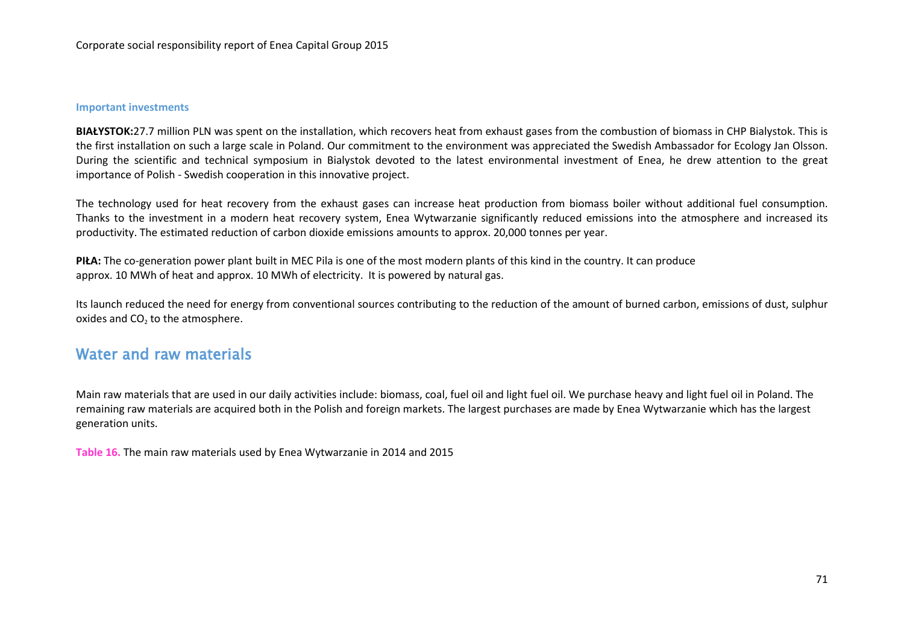### Important investments

**BIAŁYSTOK:**27.7 million PLN was spent on the installation, which recovers heat from exhaust gases from the combustion of biomass in CHP Bialystok. This is the first installation on such a large scale in Poland. Our commitment to the environment was appreciated the Swedish Ambassador for Ecology Jan Olsson. During the scientific and technical symposium in Bialystok devoted to the latest environmental investment of Enea, he drew attention to the great importance of Polish - Swedish cooperation in this innovative project.

The technology used for heat recovery from the exhaust gases can increase heat production from biomass boiler without additional fuel consumption. Thanks to the investment in a modern heat recovery system, Enea Wytwarzanie significantly reduced emissions into the atmosphere and increased its productivity. The estimated reduction of carbon dioxide emissions amounts to approx. 20,000 tonnes per year.

**PIŁA:** The co-generation power plant built in MEC Pila is one of the most modern plants of this kind in the country. It can produce approx. 10 MWh of heat and approx. 10 MWh of electricity. It is powered by natural gas.

Its launch reduced the need for energy from conventional sources contributing to the reduction of the amount of burned carbon, emissions of dust, sulphur oxides and $CO_2$ to the atmosphere.

## Water and raw materials

Main raw materials that are used in our daily activities include: biomass, coal, fuel oil and light fuel oil. We purchase heavy and light fuel oil in Poland. The remaining raw materials are acquired both in the Polish and foreign markets. The largest purchases are made by Enea Wytwarzanie which has the largest generation units.

**Table 16.** The main raw materials used by Enea Wytwarzanie in 2014 and 2015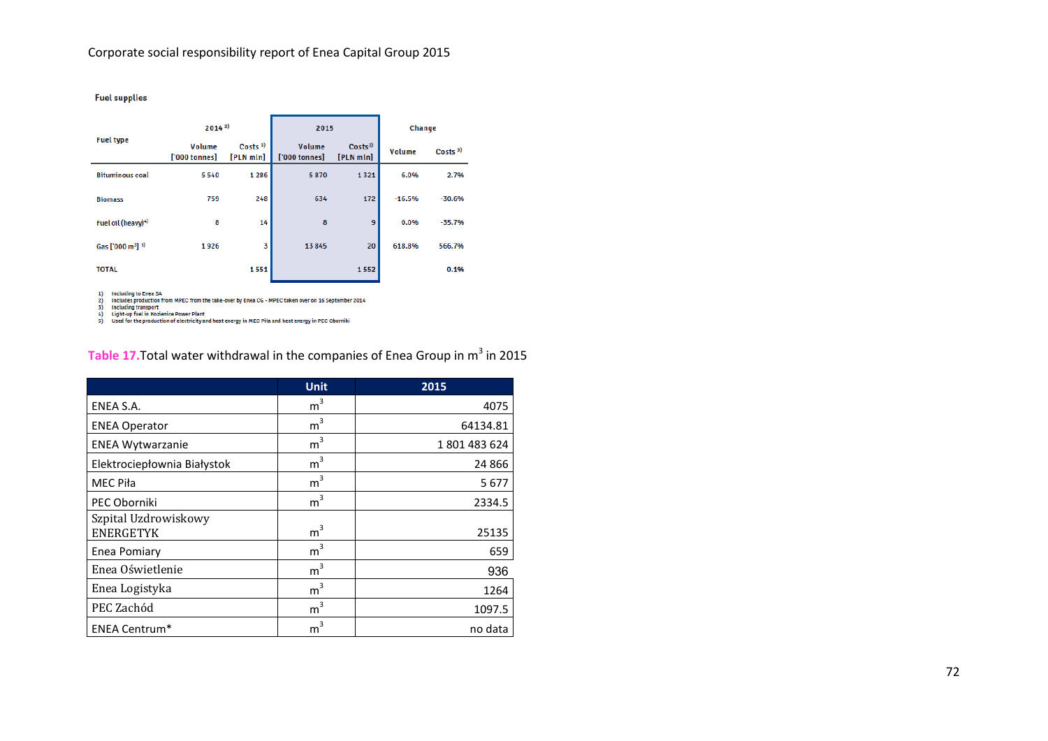**Fuel supplies**

| Fuel type | 2014 [2)] | | 2015 | | Change | |
|---|---|---|---|---|---|---|
| | Volume ['000 tonnes] | Costs [3)] [PLN mln] | Volume ['000 tonnes] | Costs [3)] [PLN mln] | Volume | Costs [3)] |
| Bituminous coal | 5 540 | 1 286 | 5 870 | 1 321 | 6.0% | 2.7% |
| Biomass | 759 | 248 | 634 | 172 | -16.5% | -30.6% |
| Fuel oil (heavy) [4)] | 8 | 14 | 8 | 9 | 0.0% | -35.7% |
| Gas ['000 m³] [5)] | 1 926 | 3 | 13 845 | 20 | 618.8% | 566.7% |
| TOTAL | | 1 551 | | 1 552 | | 0.1% |

1) Including to Enea SA
2) Includes production from MPEC from the take-over by Enea CG - MPEC taken over on 16 September 2014
3) Including transport
4) Light-up fuel in Kozienice Power Plant
5) Used for the production of electricity and heat energy in MEC Piła and heat energy in PEC Oborniki

**Table 17.** Total water withdrawal in the companies of Enea Group in $m^3$ in 2015

| | Unit | 2015 |
|---|---|---|
| ENEA S.A. | $m^3$ | 4075 |
| ENEA Operator | $m^3$ | 64134.81 |
| ENEA Wytwarzanie | $m^3$ | 1 801 483 624 |
| Elektrociepłownia Białystok | $m^3$ | 24 866 |
| MEC Piła | $m^3$ | 5 677 |
| PEC Oborniki | $m^3$ | 2334.5 |
| Szpital Uzdrowiskowy ENERGETYK | $m^3$ | 25135 |
| Enea Pomiary | $m^3$ | 659 |
| Enea Oświetlenie | $m^3$ | 936 |
| Enea Logistyka | $m^3$ | 1264 |
| PEC Zachód | $m^3$ | 1097.5 |
| ENEA Centrum* | $m^3$ | no data |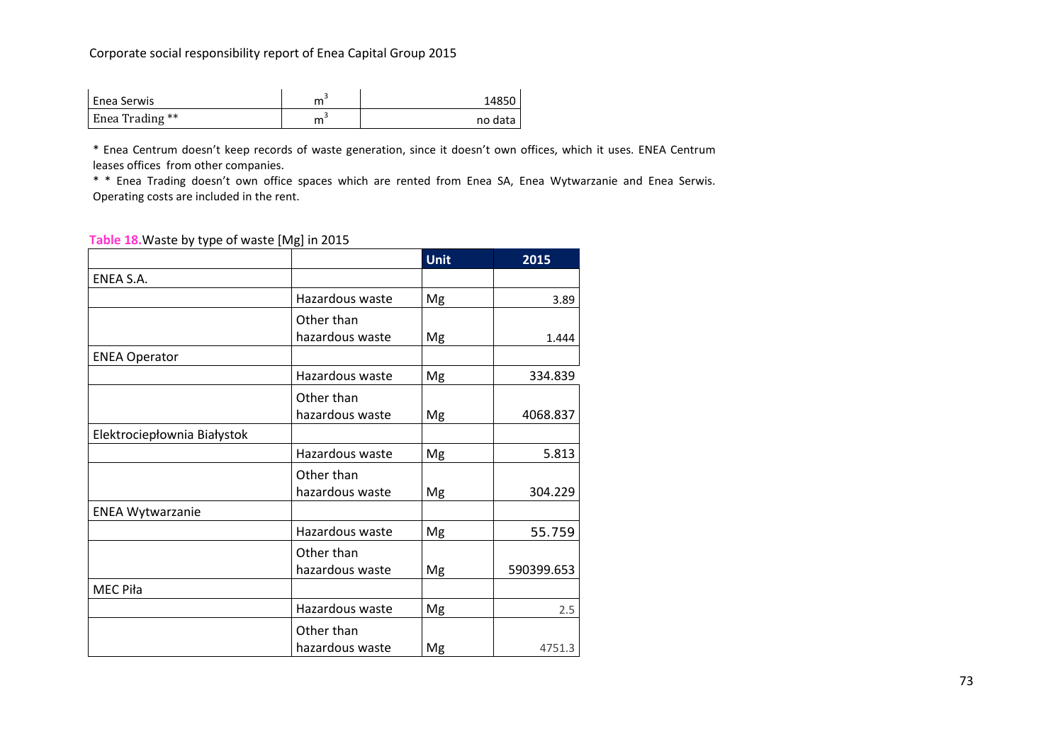| | | |
|---|---|---|
| Enea Serwis | $m^3$ | 14850 |
| Enea Trading ** | $m^3$ | no data |

* Enea Centrum doesn't keep records of waste generation, since it doesn't own offices, which it uses. ENEA Centrum leases offices from other companies.

* * Enea Trading doesn't own office spaces which are rented from Enea SA, Enea Wytwarzanie and Enea Serwis. Operating costs are included in the rent.

**Table 18.** Waste by type of waste [Mg] in 2015

| | | Unit | 2015 |
|---|---|---|---|
| ENEA S.A. | | | |
| | Hazardous waste | Mg | 3.89 |
| | Other than hazardous waste | Mg | 1.444 |
| ENEA Operator | | | |
| | Hazardous waste | Mg | 334.839 |
| | Other than hazardous waste | Mg | 4068.837 |
| Elektrociepłownia Białystok | | | |
| | Hazardous waste | Mg | 5.813 |
| | Other than hazardous waste | Mg | 304.229 |
| ENEA Wytwarzanie | | | |
| | Hazardous waste | Mg | 55.759 |
| | Other than hazardous waste | Mg | 590399.653 |
| MEC Piła | | | |
| | Hazardous waste | Mg | 2.5 |
| | Other than hazardous waste | Mg | 4751.3 |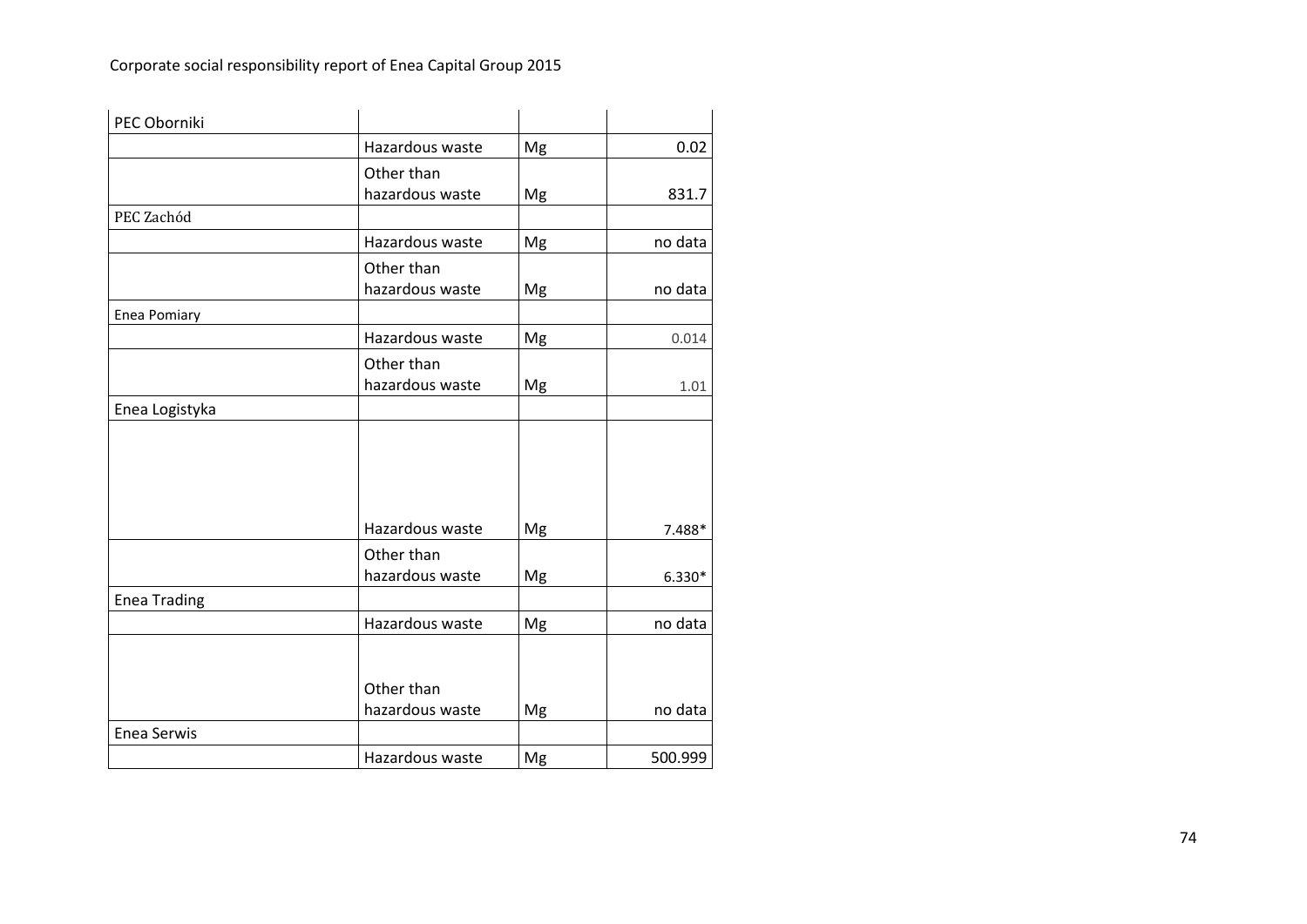| | | | |
|---|---|---|---|
| PEC Oborniki | | | |
| | Hazardous waste | Mg | 0.02 |
| | Other than hazardous waste | Mg | 831.7 |
| PEC Zachód | | | |
| | Hazardous waste | Mg | no data |
| | Other than hazardous waste | Mg | no data |
| Enea Pomiary | | | |
| | Hazardous waste | Mg | 0.014 |
| | Other than hazardous waste | Mg | 1.01 |
| Enea Logistyka | | | |
| | Hazardous waste | Mg | 7.488* |
| | Other than hazardous waste | Mg | 6.330* |
| Enea Trading | | | |
| | Hazardous waste | Mg | no data |
| | Other than hazardous waste | Mg | no data |
| Enea Serwis | | | |
| | Hazardous waste | Mg | 500.999 |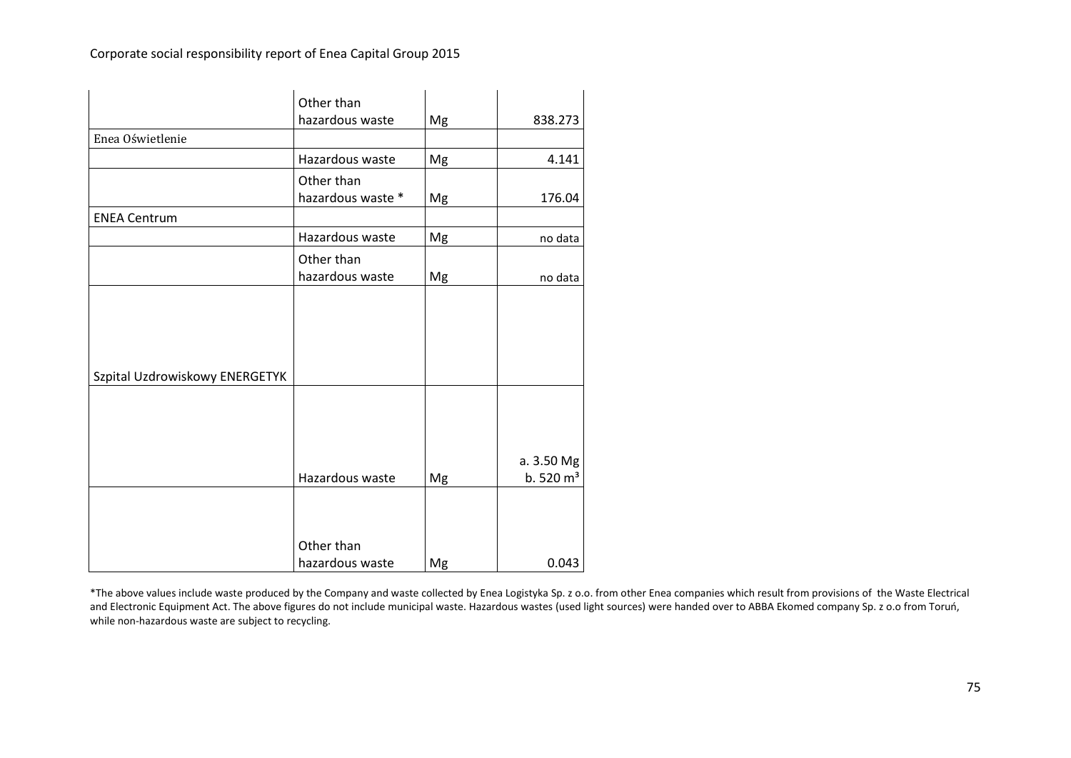| | | | |
|---|---|---|---|
| | Other than hazardous waste | Mg | 838.273 |
| Enea Oświetlenie | | | |
| | Hazardous waste | Mg | 4.141 |
| | Other than hazardous waste * | Mg | 176.04 |
| ENEA Centrum | | | |
| | Hazardous waste | Mg | no data |
| | Other than hazardous waste | Mg | no data |
| Szpital Uzdrowiskowy ENERGETYK | | | |
| | Hazardous waste | Mg | a. 3.50 Mg<br>b. 520 m³ |
| | Other than hazardous waste | Mg | 0.043 |

*The above values include waste produced by the Company and waste collected by Enea Logistyka Sp. z o.o. from other Enea companies which result from provisions of the Waste Electrical and Electronic Equipment Act. The above figures do not include municipal waste. Hazardous wastes (used light sources) were handed over to ABBA Ekomed company Sp. z o.o from Toruń, while non-hazardous waste are subject to recycling.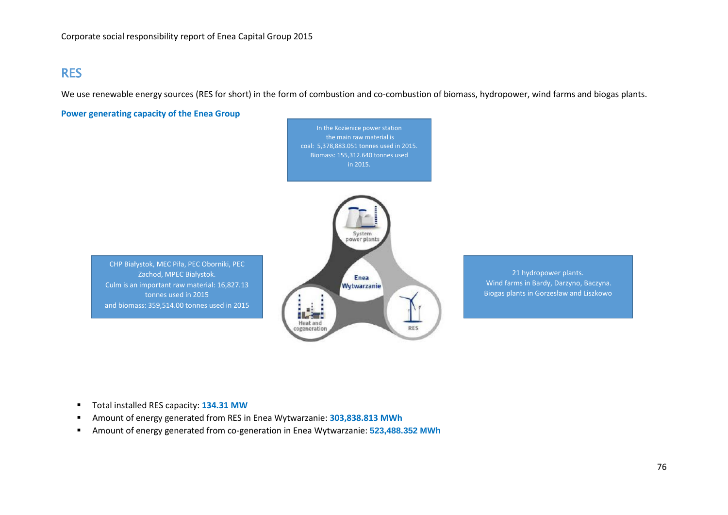## RES

We use renewable energy sources (RES for short) in the form of combustion and co-combustion of biomass, hydropower, wind farms and biogas plants.

**Power generating capacity of the Enea Group**

In the Kozienice power station the main raw material is coal: 5,378,883.051 tonnes used in 2015. Biomass: 155,312.640 tonnes used in 2015.

CHP Białystok, MEC Piła, PEC Oborniki, PEC Zachod, MPEC Białystok. Culm is an important raw material: 16,827.13 tonnes used in 2015 and biomass: 359,514.00 tonnes used in 2015

21 hydropower plants. Wind farms in Bardy, Darzyno, Baczyna. Biogas plants in Gorzesław and Liszkowo

System power plants

Enea Wytwarzanie

Heat and cogeneration

RES

- Total installed RES capacity: **134.31 MW**
- Amount of energy generated from RES in Enea Wytwarzanie: **303,838.813 MWh**
- Amount of energy generated from co-generation in Enea Wytwarzanie: **523,488.352 MWh**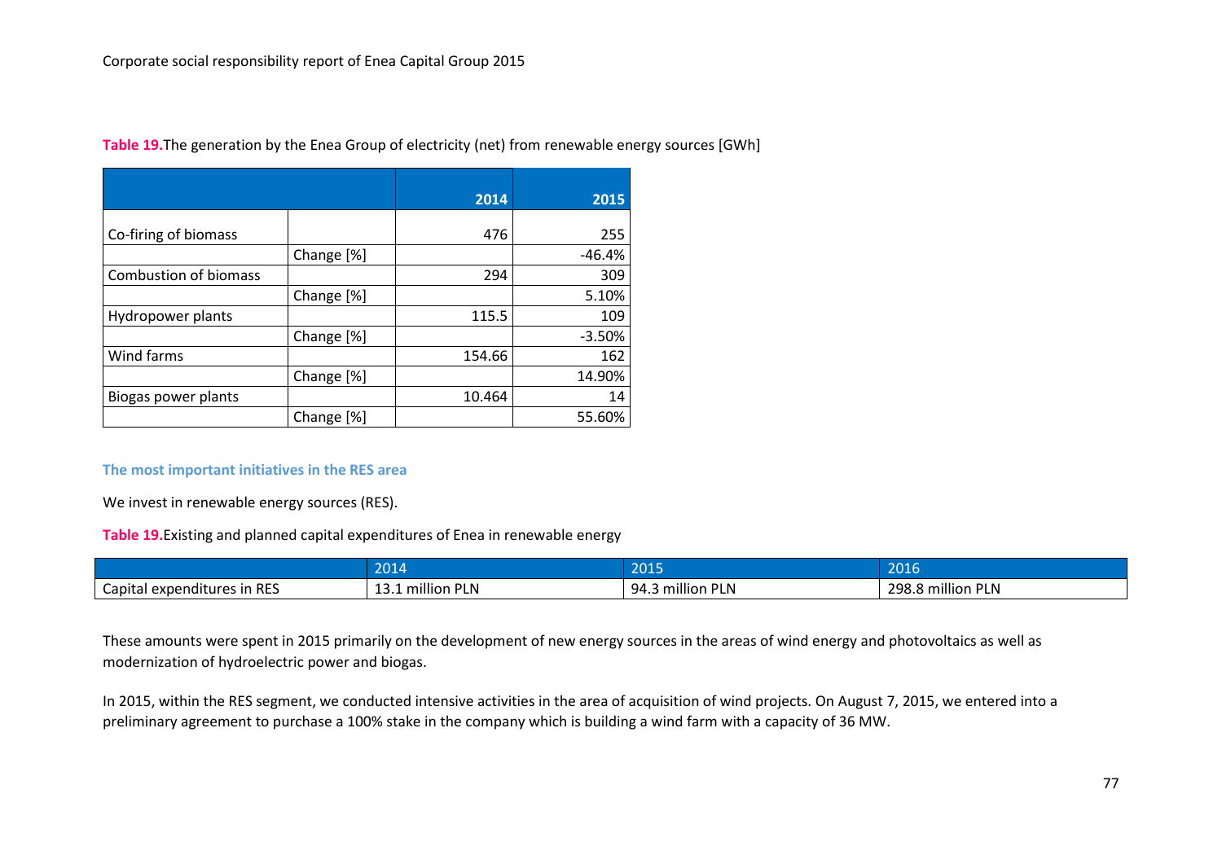**Table 19.** The generation by the Enea Group of electricity (net) from renewable energy sources [GWh]

| | | 2014 | 2015 |
|---|---|---|---|
| Co-firing of biomass | | 476 | 255 |
| | Change [%] | | -46.4% |
| Combustion of biomass | | 294 | 309 |
| | Change [%] | | 5.10% |
| Hydropower plants | | 115.5 | 109 |
| | Change [%] | | -3.50% |
| Wind farms | | 154.66 | 162 |
| | Change [%] | | 14.90% |
| Biogas power plants | | 10.464 | 14 |
| | Change [%] | | 55.60% |

### The most important initiatives in the RES area

We invest in renewable energy sources (RES).

**Table 19.** Existing and planned capital expenditures of Enea in renewable energy

| | 2014 | 2015 | 2016 |
|---|---|---|---|
| Capital expenditures in RES | 13.1 million PLN | 94.3 million PLN | 298.8 million PLN |

These amounts were spent in 2015 primarily on the development of new energy sources in the areas of wind energy and photovoltaics as well as modernization of hydroelectric power and biogas.

In 2015, within the RES segment, we conducted intensive activities in the area of acquisition of wind projects. On August 7, 2015, we entered into a preliminary agreement to purchase a 100% stake in the company which is building a wind farm with a capacity of 36 MW.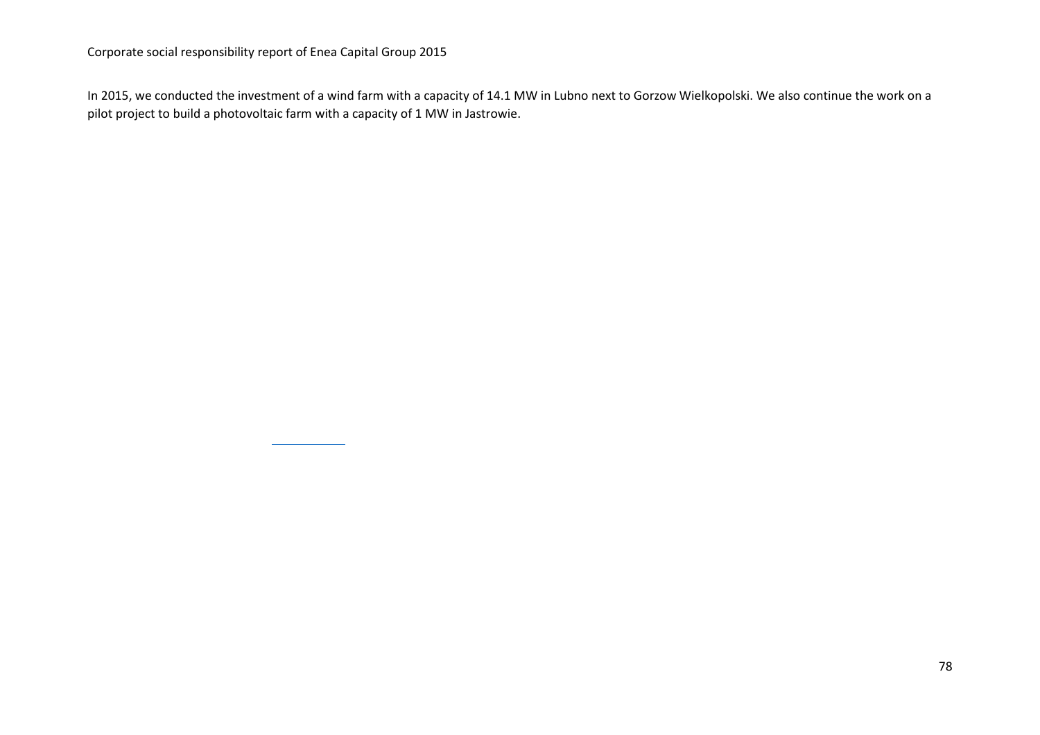In 2015, we conducted the investment of a wind farm with a capacity of 14.1 MW in Lubno next to Gorzow Wielkopolski. We also continue the work on a pilot project to build a photovoltaic farm with a capacity of 1 MW in Jastrowie.